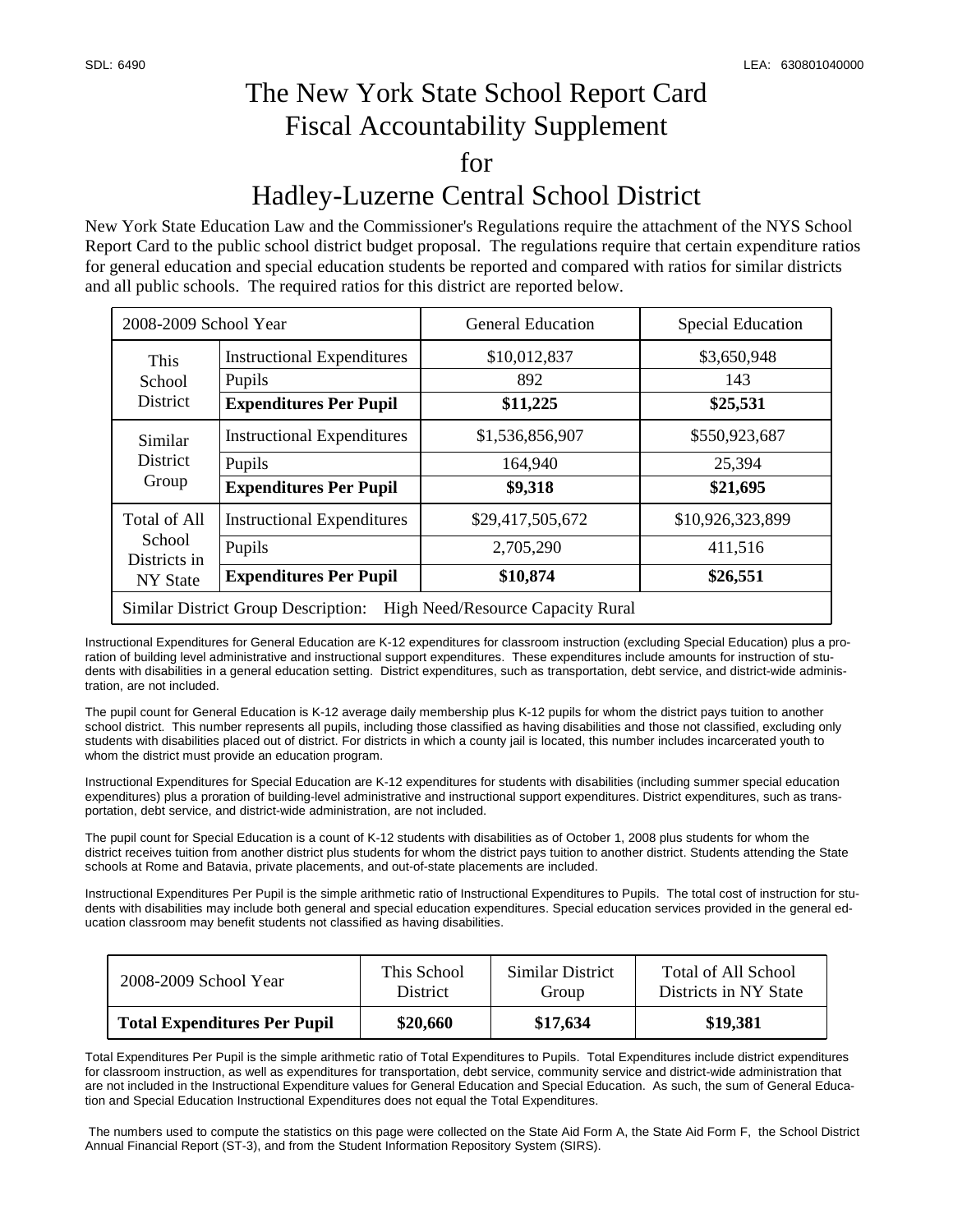SDL: 6490

LEA: 630801040000

# The New York State School Report Card Fiscal Accountability Supplement for Hadley-Luzerne Central School District

New York State Education Law and the Commissioner's Regulations require the attachment of the NYS School Report Card to the public school district budget proposal. The regulations require that certain expenditure ratios for general education and special education students be reported and compared with ratios for similar districts and all public schools. The required ratios for this district are reported below.

| 2008-2009 School Year | | General Education | Special Education |
|---|---|---|---|
| This School District | Instructional Expenditures | $10,012,837 | $3,650,948 |
| | Pupils | 892 | 143 |
| | **Expenditures Per Pupil** | **$11,225** | **$25,531** |
| Similar District Group | Instructional Expenditures | $1,536,856,907 | $550,923,687 |
| | Pupils | 164,940 | 25,394 |
| | **Expenditures Per Pupil** | **$9,318** | **$21,695** |
| Total of All School Districts in NY State | Instructional Expenditures | $29,417,505,672 | $10,926,323,899 |
| | Pupils | 2,705,290 | 411,516 |
| | **Expenditures Per Pupil** | **$10,874** | **$26,551** |
| Similar District Group Description: High Need/Resource Capacity Rural | | | |

Instructional Expenditures for General Education are K-12 expenditures for classroom instruction (excluding Special Education) plus a proration of building level administrative and instructional support expenditures. These expenditures include amounts for instruction of students with disabilities in a general education setting. District expenditures, such as transportation, debt service, and district-wide administration, are not included.

The pupil count for General Education is K-12 average daily membership plus K-12 pupils for whom the district pays tuition to another school district. This number represents all pupils, including those classified as having disabilities and those not classified, excluding only students with disabilities placed out of district. For districts in which a county jail is located, this number includes incarcerated youth to whom the district must provide an education program.

Instructional Expenditures for Special Education are K-12 expenditures for students with disabilities (including summer special education expenditures) plus a proration of building-level administrative and instructional support expenditures. District expenditures, such as transportation, debt service, and district-wide administration, are not included.

The pupil count for Special Education is a count of K-12 students with disabilities as of October 1, 2008 plus students for whom the district receives tuition from another district plus students for whom the district pays tuition to another district. Students attending the State schools at Rome and Batavia, private placements, and out-of-state placements are included.

Instructional Expenditures Per Pupil is the simple arithmetic ratio of Instructional Expenditures to Pupils. The total cost of instruction for students with disabilities may include both general and special education expenditures. Special education services provided in the general education classroom may benefit students not classified as having disabilities.

| 2008-2009 School Year | This School District | Similar District Group | Total of All School Districts in NY State |
|---|---|---|---|
| **Total Expenditures Per Pupil** | **$20,660** | **$17,634** | **$19,381** |

Total Expenditures Per Pupil is the simple arithmetic ratio of Total Expenditures to Pupils. Total Expenditures include district expenditures for classroom instruction, as well as expenditures for transportation, debt service, community service and district-wide administration that are not included in the Instructional Expenditure values for General Education and Special Education. As such, the sum of General Education and Special Education Instructional Expenditures does not equal the Total Expenditures.

The numbers used to compute the statistics on this page were collected on the State Aid Form A, the State Aid Form F, the School District Annual Financial Report (ST-3), and from the Student Information Repository System (SIRS).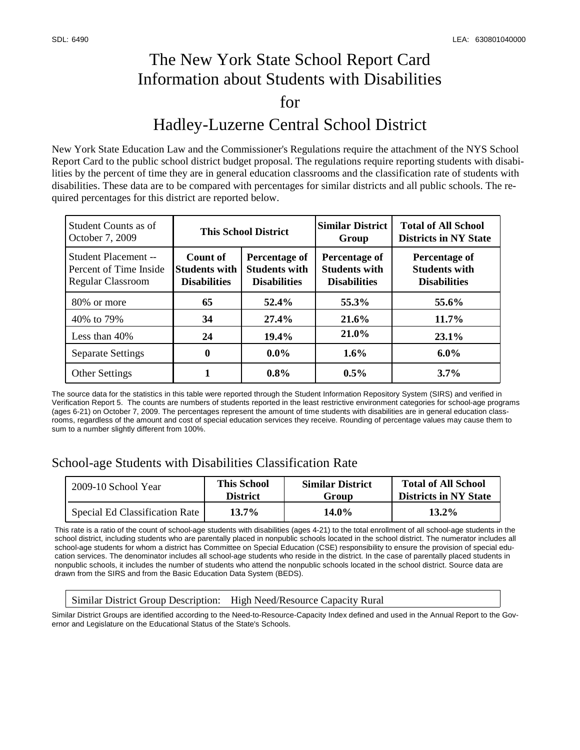# The New York State School Report Card Information about Students with Disabilities for Hadley-Luzerne Central School District

New York State Education Law and the Commissioner's Regulations require the attachment of the NYS School Report Card to the public school district budget proposal. The regulations require reporting students with disabilities by the percent of time they are in general education classrooms and the classification rate of students with disabilities. These data are to be compared with percentages for similar districts and all public schools. The required percentages for this district are reported below.

| Student Counts as of October 7, 2009 | This School District | | Similar District Group | Total of All School Districts in NY State |
|---|---|---|---|---|
| Student Placement -- Percent of Time Inside Regular Classroom | Count of Students with Disabilities | Percentage of Students with Disabilities | Percentage of Students with Disabilities | Percentage of Students with Disabilities |
| 80% or more | **65** | **52.4%** | **55.3%** | **55.6%** |
| 40% to 79% | **34** | **27.4%** | **21.6%** | **11.7%** |
| Less than 40% | **24** | **19.4%** | **21.0%** | **23.1%** |
| Separate Settings | **0** | **0.0%** | **1.6%** | **6.0%** |
| Other Settings | **1** | **0.8%** | **0.5%** | **3.7%** |

The source data for the statistics in this table were reported through the Student Information Repository System (SIRS) and verified in Verification Report 5. The counts are numbers of students reported in the least restrictive environment categories for school-age programs (ages 6-21) on October 7, 2009. The percentages represent the amount of time students with disabilities are in general education classrooms, regardless of the amount and cost of special education services they receive. Rounding of percentage values may cause them to sum to a number slightly different from 100%.

## School-age Students with Disabilities Classification Rate

| 2009-10 School Year | This School District | Similar District Group | Total of All School Districts in NY State |
|---|---|---|---|
| Special Ed Classification Rate | **13.7%** | **14.0%** | **13.2%** |

This rate is a ratio of the count of school-age students with disabilities (ages 4-21) to the total enrollment of all school-age students in the school district, including students who are parentally placed in nonpublic schools located in the school district. The numerator includes all school-age students for whom a district has Committee on Special Education (CSE) responsibility to ensure the provision of special education services. The denominator includes all school-age students who reside in the district. In the case of parentally placed students in nonpublic schools, it includes the number of students who attend the nonpublic schools located in the school district. Source data are drawn from the SIRS and from the Basic Education Data System (BEDS).

Similar District Group Description: High Need/Resource Capacity Rural

Similar District Groups are identified according to the Need-to-Resource-Capacity Index defined and used in the Annual Report to the Governor and Legislature on the Educational Status of the State's Schools.